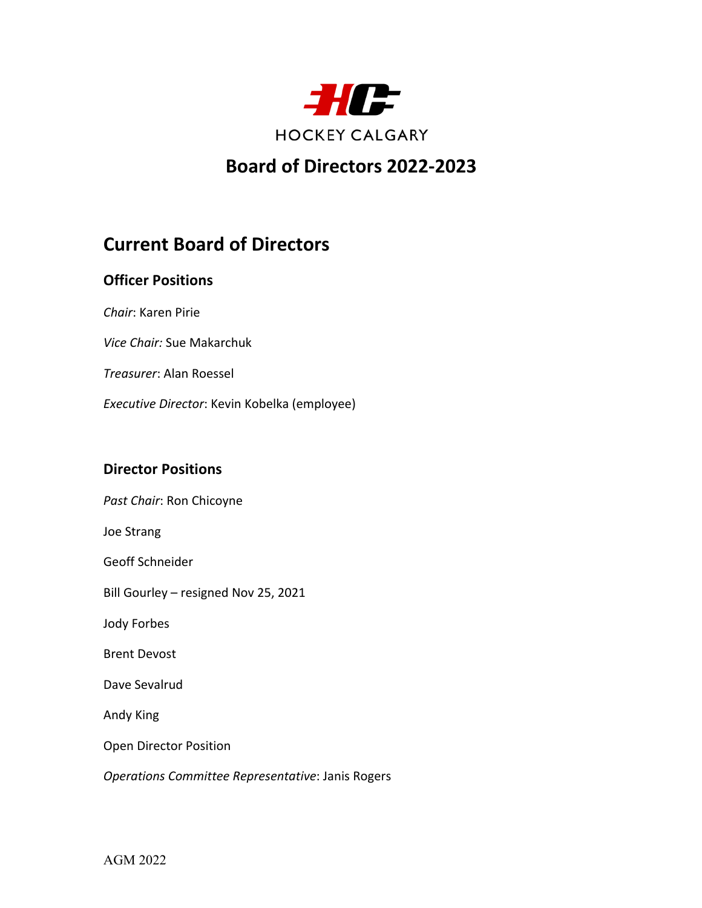HOCKEY CALGARY

# Board of Directors 2022-2023

## Current Board of Directors

### Officer Positions

*Chair*: Karen Pirie

*Vice Chair:* Sue Makarchuk

*Treasurer*: Alan Roessel

*Executive Director*: Kevin Kobelka (employee)

### Director Positions

*Past Chair*: Ron Chicoyne

Joe Strang

Geoff Schneider

Bill Gourley – resigned Nov 25, 2021

Jody Forbes

Brent Devost

Dave Sevalrud

Andy King

Open Director Position

*Operations Committee Representative*: Janis Rogers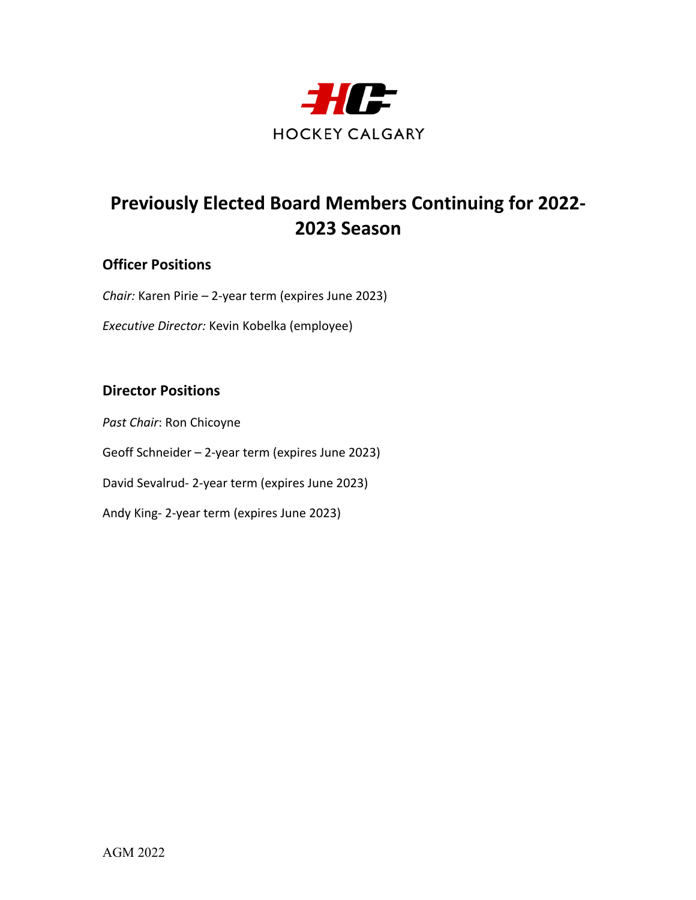HOCKEY CALGARY

# Previously Elected Board Members Continuing for 2022-2023 Season

## Officer Positions

*Chair:* Karen Pirie – 2-year term (expires June 2023)

*Executive Director:* Kevin Kobelka (employee)

## Director Positions

*Past Chair*: Ron Chicoyne

Geoff Schneider – 2-year term (expires June 2023)

David Sevalrud- 2-year term (expires June 2023)

Andy King- 2-year term (expires June 2023)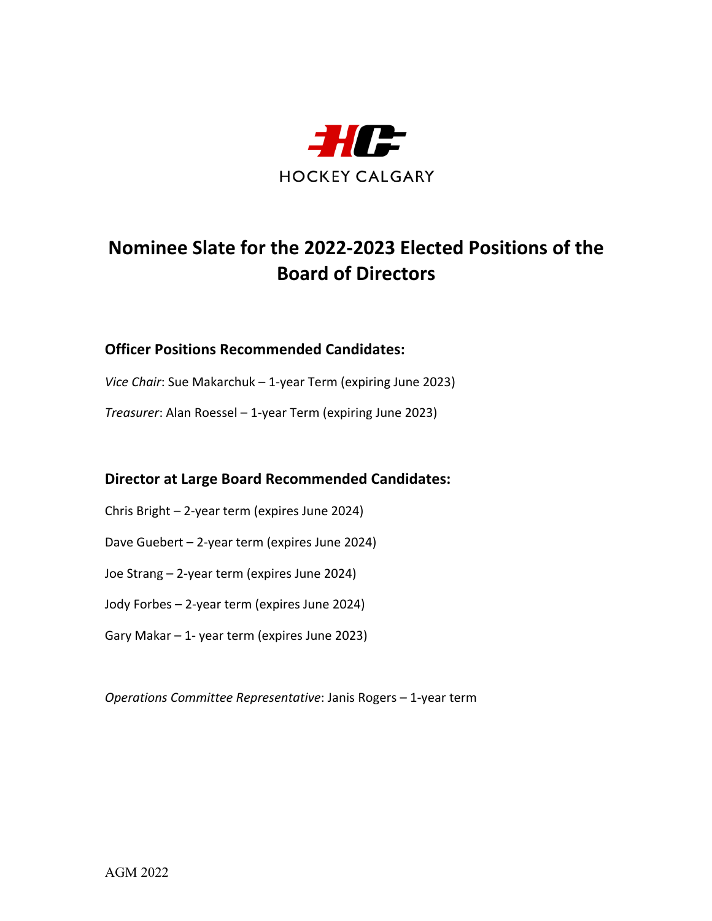HOCKEY CALGARY

# Nominee Slate for the 2022-2023 Elected Positions of the Board of Directors

## Officer Positions Recommended Candidates:

*Vice Chair*: Sue Makarchuk – 1-year Term (expiring June 2023)

*Treasurer*: Alan Roessel – 1-year Term (expiring June 2023)

## Director at Large Board Recommended Candidates:

Chris Bright – 2-year term (expires June 2024)

Dave Guebert – 2-year term (expires June 2024)

Joe Strang – 2-year term (expires June 2024)

Jody Forbes – 2-year term (expires June 2024)

Gary Makar – 1- year term (expires June 2023)

*Operations Committee Representative*: Janis Rogers – 1-year term

AGM 2022